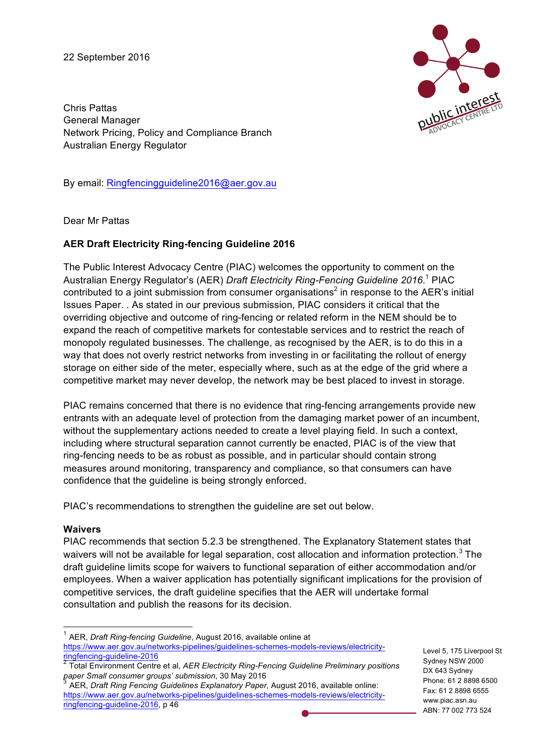22 September 2016

Chris Pattas
General Manager
Network Pricing, Policy and Compliance Branch
Australian Energy Regulator

By email: Ringfencingguideline2016@aer.gov.au

Dear Mr Pattas

**AER Draft Electricity Ring-fencing Guideline 2016**

The Public Interest Advocacy Centre (PIAC) welcomes the opportunity to comment on the Australian Energy Regulator's (AER) *Draft Electricity Ring-Fencing Guideline 2016*.[1] PIAC contributed to a joint submission from consumer organisations[2] in response to the AER's initial Issues Paper. . As stated in our previous submission, PIAC considers it critical that the overriding objective and outcome of ring-fencing or related reform in the NEM should be to expand the reach of competitive markets for contestable services and to restrict the reach of monopoly regulated businesses. The challenge, as recognised by the AER, is to do this in a way that does not overly restrict networks from investing in or facilitating the rollout of energy storage on either side of the meter, especially where, such as at the edge of the grid where a competitive market may never develop, the network may be best placed to invest in storage.

PIAC remains concerned that there is no evidence that ring-fencing arrangements provide new entrants with an adequate level of protection from the damaging market power of an incumbent, without the supplementary actions needed to create a level playing field. In such a context, including where structural separation cannot currently be enacted, PIAC is of the view that ring-fencing needs to be as robust as possible, and in particular should contain strong measures around monitoring, transparency and compliance, so that consumers can have confidence that the guideline is being strongly enforced.

PIAC's recommendations to strengthen the guideline are set out below.

**Waivers**

PIAC recommends that section 5.2.3 be strengthened. The Explanatory Statement states that waivers will not be available for legal separation, cost allocation and information protection.[3] The draft guideline limits scope for waivers to functional separation of either accommodation and/or employees. When a waiver application has potentially significant implications for the provision of competitive services, the draft guideline specifies that the AER will undertake formal consultation and publish the reasons for its decision.

---

[1] AER, *Draft Ring-fencing Guideline*, August 2016, available online at https://www.aer.gov.au/networks-pipelines/guidelines-schemes-models-reviews/electricity-ringfencing-guideline-2016

[2] Total Environment Centre et al, *AER Electricity Ring-Fencing Guideline Preliminary positions paper Small consumer groups' submission*, 30 May 2016

[3] AER, *Draft Ring Fencing Guidelines Explanatory Paper*, August 2016, available online: https://www.aer.gov.au/networks-pipelines/guidelines-schemes-models-reviews/electricity-ringfencing-guideline-2016, p 46

Level 5, 175 Liverpool St
Sydney NSW 2000
DX 643 Sydney
Phone: 61 2 8898 6500
Fax: 61 2 8898 6555
www.piac.asn.au
ABN: 77 002 773 524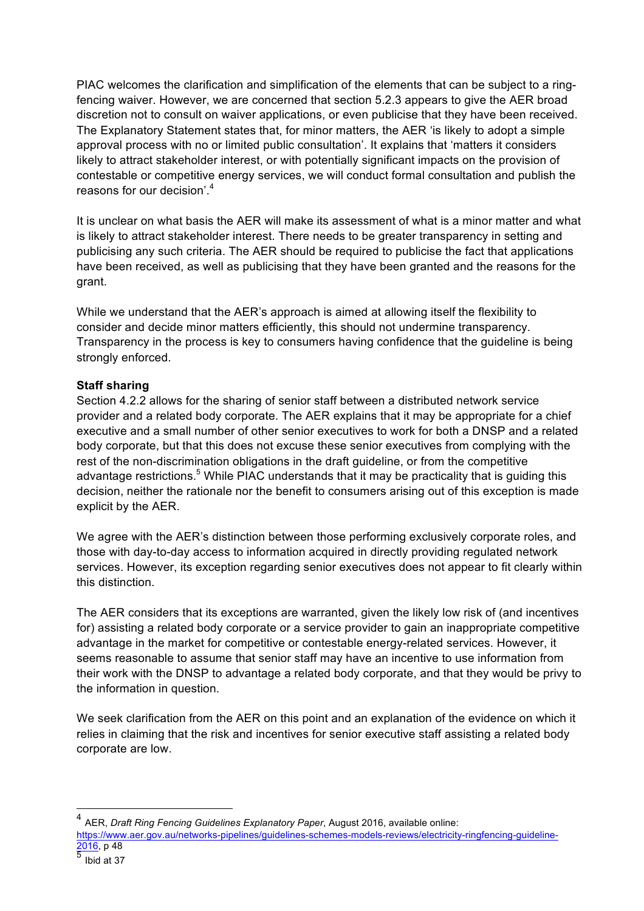PIAC welcomes the clarification and simplification of the elements that can be subject to a ring-fencing waiver. However, we are concerned that section 5.2.3 appears to give the AER broad discretion not to consult on waiver applications, or even publicise that they have been received. The Explanatory Statement states that, for minor matters, the AER 'is likely to adopt a simple approval process with no or limited public consultation'. It explains that 'matters it considers likely to attract stakeholder interest, or with potentially significant impacts on the provision of contestable or competitive energy services, we will conduct formal consultation and publish the reasons for our decision'.[4]

It is unclear on what basis the AER will make its assessment of what is a minor matter and what is likely to attract stakeholder interest. There needs to be greater transparency in setting and publicising any such criteria. The AER should be required to publicise the fact that applications have been received, as well as publicising that they have been granted and the reasons for the grant.

While we understand that the AER's approach is aimed at allowing itself the flexibility to consider and decide minor matters efficiently, this should not undermine transparency. Transparency in the process is key to consumers having confidence that the guideline is being strongly enforced.

**Staff sharing**

Section 4.2.2 allows for the sharing of senior staff between a distributed network service provider and a related body corporate. The AER explains that it may be appropriate for a chief executive and a small number of other senior executives to work for both a DNSP and a related body corporate, but that this does not excuse these senior executives from complying with the rest of the non-discrimination obligations in the draft guideline, or from the competitive advantage restrictions.[5] While PIAC understands that it may be practicality that is guiding this decision, neither the rationale nor the benefit to consumers arising out of this exception is made explicit by the AER.

We agree with the AER's distinction between those performing exclusively corporate roles, and those with day-to-day access to information acquired in directly providing regulated network services. However, its exception regarding senior executives does not appear to fit clearly within this distinction.

The AER considers that its exceptions are warranted, given the likely low risk of (and incentives for) assisting a related body corporate or a service provider to gain an inappropriate competitive advantage in the market for competitive or contestable energy-related services. However, it seems reasonable to assume that senior staff may have an incentive to use information from their work with the DNSP to advantage a related body corporate, and that they would be privy to the information in question.

We seek clarification from the AER on this point and an explanation of the evidence on which it relies in claiming that the risk and incentives for senior executive staff assisting a related body corporate are low.

---

[4] AER, *Draft Ring Fencing Guidelines Explanatory Paper*, August 2016, available online: https://www.aer.gov.au/networks-pipelines/guidelines-schemes-models-reviews/electricity-ringfencing-guideline-2016, p 48

[5] Ibid at 37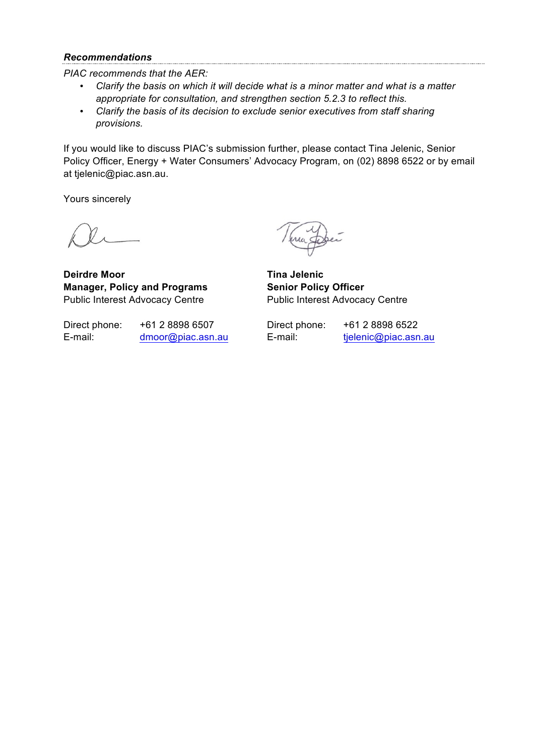***Recommendations***

*PIAC recommends that the AER:*

- *Clarify the basis on which it will decide what is a minor matter and what is a matter appropriate for consultation, and strengthen section 5.2.3 to reflect this.*
- *Clarify the basis of its decision to exclude senior executives from staff sharing provisions.*

If you would like to discuss PIAC's submission further, please contact Tina Jelenic, Senior Policy Officer, Energy + Water Consumers' Advocacy Program, on (02) 8898 6522 or by email at tjelenic@piac.asn.au.

Yours sincerely

**Deirdre Moor**
**Manager, Policy and Programs**
Public Interest Advocacy Centre

Direct phone: +61 2 8898 6507
E-mail: dmoor@piac.asn.au

**Tina Jelenic**
**Senior Policy Officer**
Public Interest Advocacy Centre

Direct phone: +61 2 8898 6522
E-mail: tjelenic@piac.asn.au